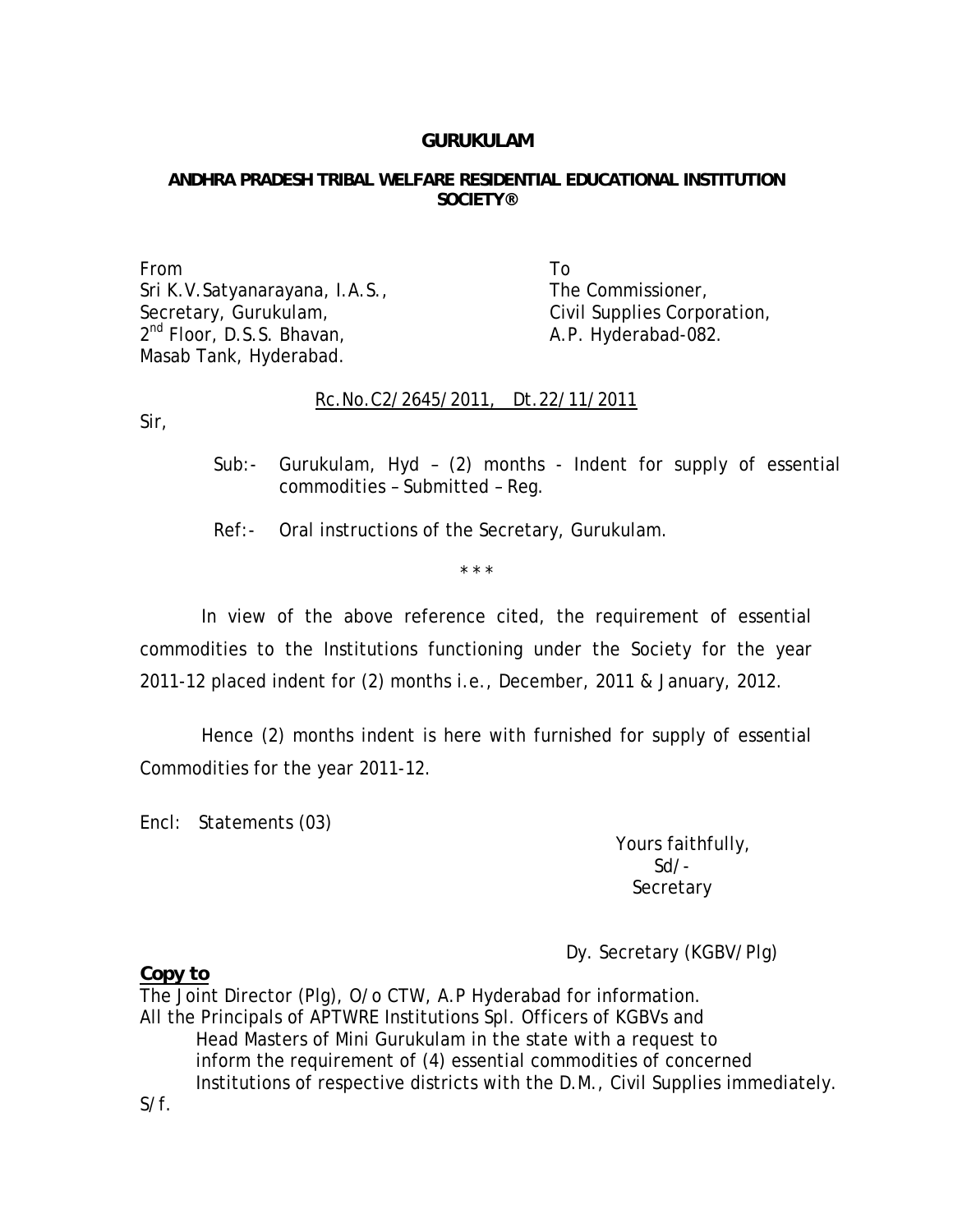**GURUKULAM**

**ANDHRA PRADESH TRIBAL WELFARE RESIDENTIAL EDUCATIONAL INSTITUTION SOCIETY®**

From
Sri K.V.Satyanarayana, I.A.S.,
Secretary, Gurukulam,
2nd Floor, D.S.S. Bhavan,
Masab Tank, Hyderabad.

To
The Commissioner,
Civil Supplies Corporation,
A.P. Hyderabad-082.

Rc.No.C2/2645/2011, Dt.22/11/2011

Sir,

Sub:- Gurukulam, Hyd – (2) months - Indent for supply of essential commodities – Submitted – Reg.

Ref:- Oral instructions of the Secretary, Gurukulam.

\* \* \*

In view of the above reference cited, the requirement of essential commodities to the Institutions functioning under the Society for the year 2011-12 placed indent for (2) months i.e., December, 2011 & January, 2012.

Hence (2) months indent is here with furnished for supply of essential Commodities for the year 2011-12.

Encl: Statements (03)

Yours faithfully,
Sd/-
Secretary

Dy. Secretary (KGBV/Plg)

**Copy to**

The Joint Director (Plg), O/o CTW, A.P Hyderabad for information.
All the Principals of APTWRE Institutions Spl. Officers of KGBVs and Head Masters of Mini Gurukulam in the state with a request to inform the requirement of (4) essential commodities of concerned Institutions of respective districts with the D.M., Civil Supplies immediately.

S/f.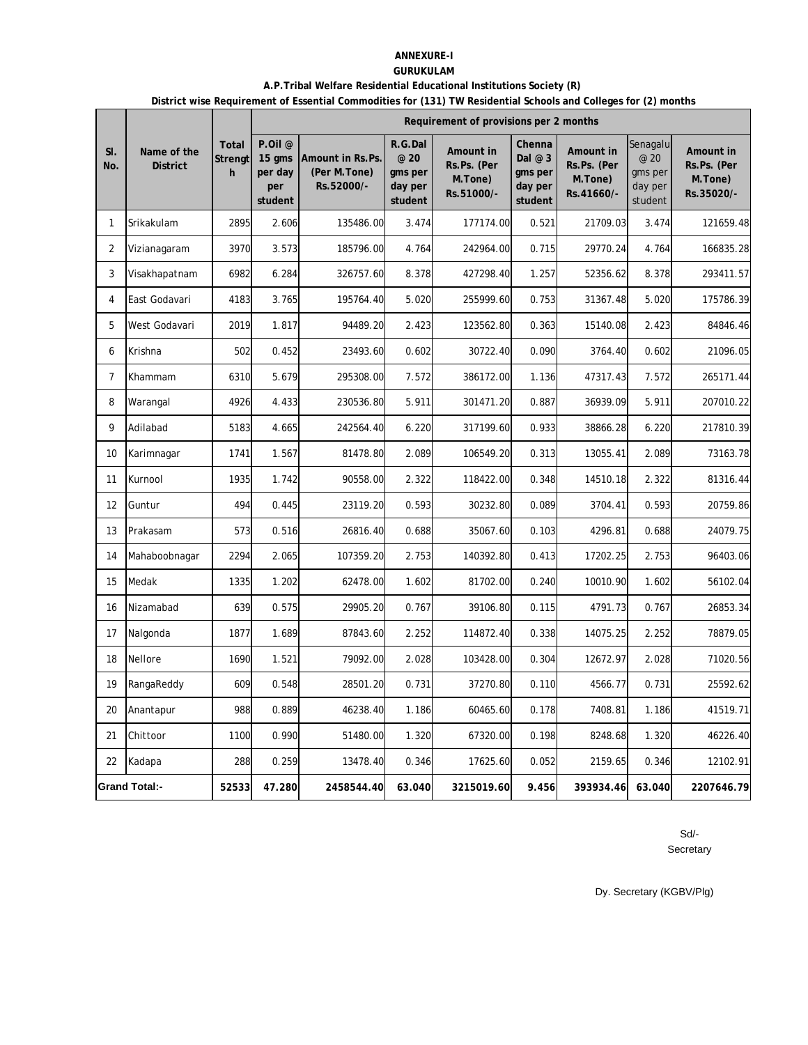**ANNEXURE-I**

**GURUKULAM**

**A.P.Tribal Welfare Residential Educational Institutions Society (R)**

**District wise Requirement of Essential Commodities for (131) TW Residential Schools and Colleges for (2) months**

| Sl. No. | Name of the District | Total Strength | Requirement of provisions per 2 months | | | | | | | |
|---|---|---|---|---|---|---|---|---|---|---|
| | | | P.Oil @ 15 gms per day per student | Amount in Rs.Ps. (Per M.Tone) Rs.52000/- | R.G.Dal @ 20 gms per day per student | Amount in Rs.Ps. (Per M.Tone) Rs.51000/- | Chenna Dal @ 3 gms per day per student | Amount in Rs.Ps. (Per M.Tone) Rs.41660/- | Senagalu @ 20 gms per day per student | Amount in Rs.Ps. (Per M.Tone) Rs.35020/- |
| 1 | Srikakulam | 2895 | 2.606 | 135486.00 | 3.474 | 177174.00 | 0.521 | 21709.03 | 3.474 | 121659.48 |
| 2 | Vizianagaram | 3970 | 3.573 | 185796.00 | 4.764 | 242964.00 | 0.715 | 29770.24 | 4.764 | 166835.28 |
| 3 | Visakhapatnam | 6982 | 6.284 | 326757.60 | 8.378 | 427298.40 | 1.257 | 52356.62 | 8.378 | 293411.57 |
| 4 | East Godavari | 4183 | 3.765 | 195764.40 | 5.020 | 255999.60 | 0.753 | 31367.48 | 5.020 | 175786.39 |
| 5 | West Godavari | 2019 | 1.817 | 94489.20 | 2.423 | 123562.80 | 0.363 | 15140.08 | 2.423 | 84846.46 |
| 6 | Krishna | 502 | 0.452 | 23493.60 | 0.602 | 30722.40 | 0.090 | 3764.40 | 0.602 | 21096.05 |
| 7 | Khammam | 6310 | 5.679 | 295308.00 | 7.572 | 386172.00 | 1.136 | 47317.43 | 7.572 | 265171.44 |
| 8 | Warangal | 4926 | 4.433 | 230536.80 | 5.911 | 301471.20 | 0.887 | 36939.09 | 5.911 | 207010.22 |
| 9 | Adilabad | 5183 | 4.665 | 242564.40 | 6.220 | 317199.60 | 0.933 | 38866.28 | 6.220 | 217810.39 |
| 10 | Karimnagar | 1741 | 1.567 | 81478.80 | 2.089 | 106549.20 | 0.313 | 13055.41 | 2.089 | 73163.78 |
| 11 | Kurnool | 1935 | 1.742 | 90558.00 | 2.322 | 118422.00 | 0.348 | 14510.18 | 2.322 | 81316.44 |
| 12 | Guntur | 494 | 0.445 | 23119.20 | 0.593 | 30232.80 | 0.089 | 3704.41 | 0.593 | 20759.86 |
| 13 | Prakasam | 573 | 0.516 | 26816.40 | 0.688 | 35067.60 | 0.103 | 4296.81 | 0.688 | 24079.75 |
| 14 | Mahaboobnagar | 2294 | 2.065 | 107359.20 | 2.753 | 140392.80 | 0.413 | 17202.25 | 2.753 | 96403.06 |
| 15 | Medak | 1335 | 1.202 | 62478.00 | 1.602 | 81702.00 | 0.240 | 10010.90 | 1.602 | 56102.04 |
| 16 | Nizamabad | 639 | 0.575 | 29905.20 | 0.767 | 39106.80 | 0.115 | 4791.73 | 0.767 | 26853.34 |
| 17 | Nalgonda | 1877 | 1.689 | 87843.60 | 2.252 | 114872.40 | 0.338 | 14075.25 | 2.252 | 78879.05 |
| 18 | Nellore | 1690 | 1.521 | 79092.00 | 2.028 | 103428.00 | 0.304 | 12672.97 | 2.028 | 71020.56 |
| 19 | RangaReddy | 609 | 0.548 | 28501.20 | 0.731 | 37270.80 | 0.110 | 4566.77 | 0.731 | 25592.62 |
| 20 | Anantapur | 988 | 0.889 | 46238.40 | 1.186 | 60465.60 | 0.178 | 7408.81 | 1.186 | 41519.71 |
| 21 | Chittoor | 1100 | 0.990 | 51480.00 | 1.320 | 67320.00 | 0.198 | 8248.68 | 1.320 | 46226.40 |
| 22 | Kadapa | 288 | 0.259 | 13478.40 | 0.346 | 17625.60 | 0.052 | 2159.65 | 0.346 | 12102.91 |
| **Grand Total:-** | | **52533** | **47.280** | **2458544.40** | **63.040** | **3215019.60** | **9.456** | **393934.46** | **63.040** | **2207646.79** |

Sd/-
Secretary

Dy. Secretary (KGBV/Plg)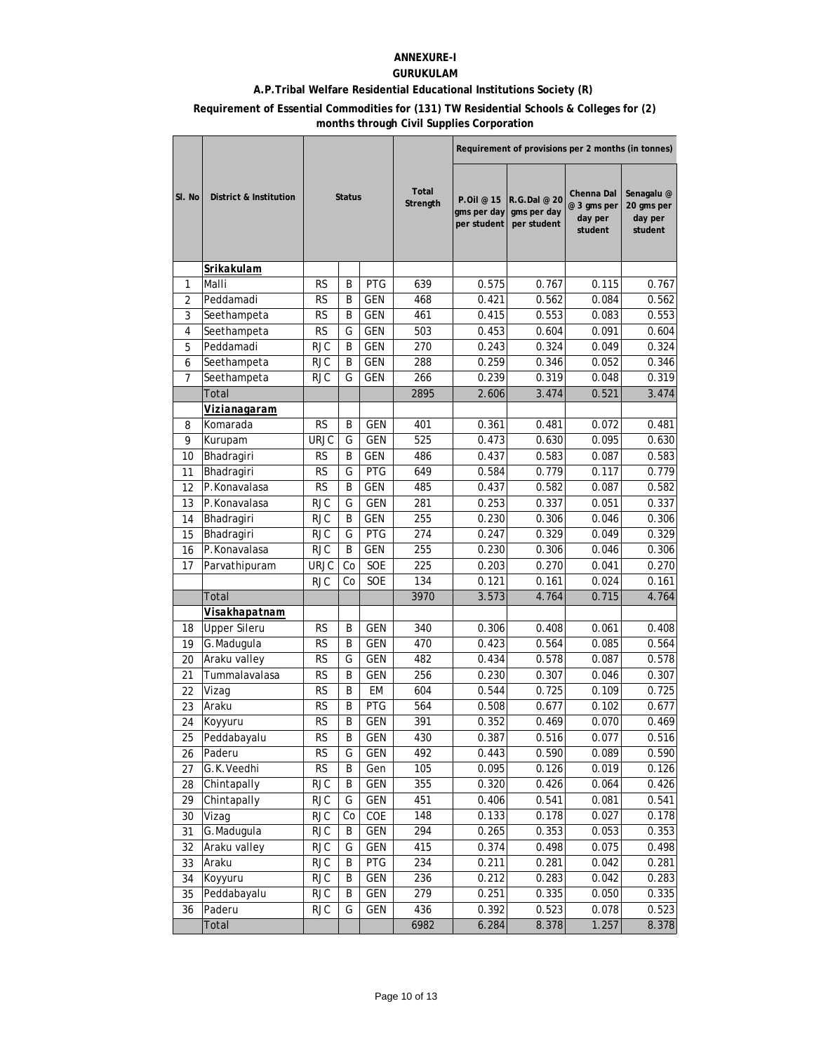**ANNEXURE-I**

**GURUKULAM**

**A.P.Tribal Welfare Residential Educational Institutions Society (R)**

**Requirement of Essential Commodities for (131) TW Residential Schools & Colleges for (2) months through Civil Supplies Corporation**

| Sl. No | District & Institution | Status | | | Total Strength | Requirement of provisions per 2 months (in tonnes) | | | |
|---|---|---|---|---|---|---|---|---|---|
| | | | | | | P.Oil @ 15 gms per day per student | R.G.Dal @ 20 gms per day per student | Chenna Dal @ 3 gms per day per student | Senagalu @ 20 gms per day per student |
| | **Srikakulam** | | | | | | | | |
| 1 | Malli | RS | B | PTG | 639 | 0.575 | 0.767 | 0.115 | 0.767 |
| 2 | Peddamadi | RS | B | GEN | 468 | 0.421 | 0.562 | 0.084 | 0.562 |
| 3 | Seethampeta | RS | B | GEN | 461 | 0.415 | 0.553 | 0.083 | 0.553 |
| 4 | Seethampeta | RS | G | GEN | 503 | 0.453 | 0.604 | 0.091 | 0.604 |
| 5 | Peddamadi | RJC | B | GEN | 270 | 0.243 | 0.324 | 0.049 | 0.324 |
| 6 | Seethampeta | RJC | B | GEN | 288 | 0.259 | 0.346 | 0.052 | 0.346 |
| 7 | Seethampeta | RJC | G | GEN | 266 | 0.239 | 0.319 | 0.048 | 0.319 |
| | Total | | | | 2895 | 2.606 | 3.474 | 0.521 | 3.474 |
| | **Vizianagaram** | | | | | | | | |
| 8 | Komarada | RS | B | GEN | 401 | 0.361 | 0.481 | 0.072 | 0.481 |
| 9 | Kurupam | URJC | G | GEN | 525 | 0.473 | 0.630 | 0.095 | 0.630 |
| 10 | Bhadragiri | RS | B | GEN | 486 | 0.437 | 0.583 | 0.087 | 0.583 |
| 11 | Bhadragiri | RS | G | PTG | 649 | 0.584 | 0.779 | 0.117 | 0.779 |
| 12 | P.Konavalasa | RS | B | GEN | 485 | 0.437 | 0.582 | 0.087 | 0.582 |
| 13 | P.Konavalasa | RJC | G | GEN | 281 | 0.253 | 0.337 | 0.051 | 0.337 |
| 14 | Bhadragiri | RJC | B | GEN | 255 | 0.230 | 0.306 | 0.046 | 0.306 |
| 15 | Bhadragiri | RJC | G | PTG | 274 | 0.247 | 0.329 | 0.049 | 0.329 |
| 16 | P.Konavalasa | RJC | B | GEN | 255 | 0.230 | 0.306 | 0.046 | 0.306 |
| 17 | Parvathipuram | URJC | Co | SOE | 225 | 0.203 | 0.270 | 0.041 | 0.270 |
| | | RJC | Co | SOE | 134 | 0.121 | 0.161 | 0.024 | 0.161 |
| | Total | | | | 3970 | 3.573 | 4.764 | 0.715 | 4.764 |
| | **Visakhapatnam** | | | | | | | | |
| 18 | Upper Sileru | RS | B | GEN | 340 | 0.306 | 0.408 | 0.061 | 0.408 |
| 19 | G.Madugula | RS | B | GEN | 470 | 0.423 | 0.564 | 0.085 | 0.564 |
| 20 | Araku valley | RS | G | GEN | 482 | 0.434 | 0.578 | 0.087 | 0.578 |
| 21 | Tummalavalasa | RS | B | GEN | 256 | 0.230 | 0.307 | 0.046 | 0.307 |
| 22 | Vizag | RS | B | EM | 604 | 0.544 | 0.725 | 0.109 | 0.725 |
| 23 | Araku | RS | B | PTG | 564 | 0.508 | 0.677 | 0.102 | 0.677 |
| 24 | Koyyuru | RS | B | GEN | 391 | 0.352 | 0.469 | 0.070 | 0.469 |
| 25 | Peddabayalu | RS | B | GEN | 430 | 0.387 | 0.516 | 0.077 | 0.516 |
| 26 | Paderu | RS | G | GEN | 492 | 0.443 | 0.590 | 0.089 | 0.590 |
| 27 | G.K.Veedhi | RS | B | Gen | 105 | 0.095 | 0.126 | 0.019 | 0.126 |
| 28 | Chintapally | RJC | B | GEN | 355 | 0.320 | 0.426 | 0.064 | 0.426 |
| 29 | Chintapally | RJC | G | GEN | 451 | 0.406 | 0.541 | 0.081 | 0.541 |
| 30 | Vizag | RJC | Co | COE | 148 | 0.133 | 0.178 | 0.027 | 0.178 |
| 31 | G.Madugula | RJC | B | GEN | 294 | 0.265 | 0.353 | 0.053 | 0.353 |
| 32 | Araku valley | RJC | G | GEN | 415 | 0.374 | 0.498 | 0.075 | 0.498 |
| 33 | Araku | RJC | B | PTG | 234 | 0.211 | 0.281 | 0.042 | 0.281 |
| 34 | Koyyuru | RJC | B | GEN | 236 | 0.212 | 0.283 | 0.042 | 0.283 |
| 35 | Peddabayalu | RJC | B | GEN | 279 | 0.251 | 0.335 | 0.050 | 0.335 |
| 36 | Paderu | RJC | G | GEN | 436 | 0.392 | 0.523 | 0.078 | 0.523 |
| | Total | | | | 6982 | 6.284 | 8.378 | 1.257 | 8.378 |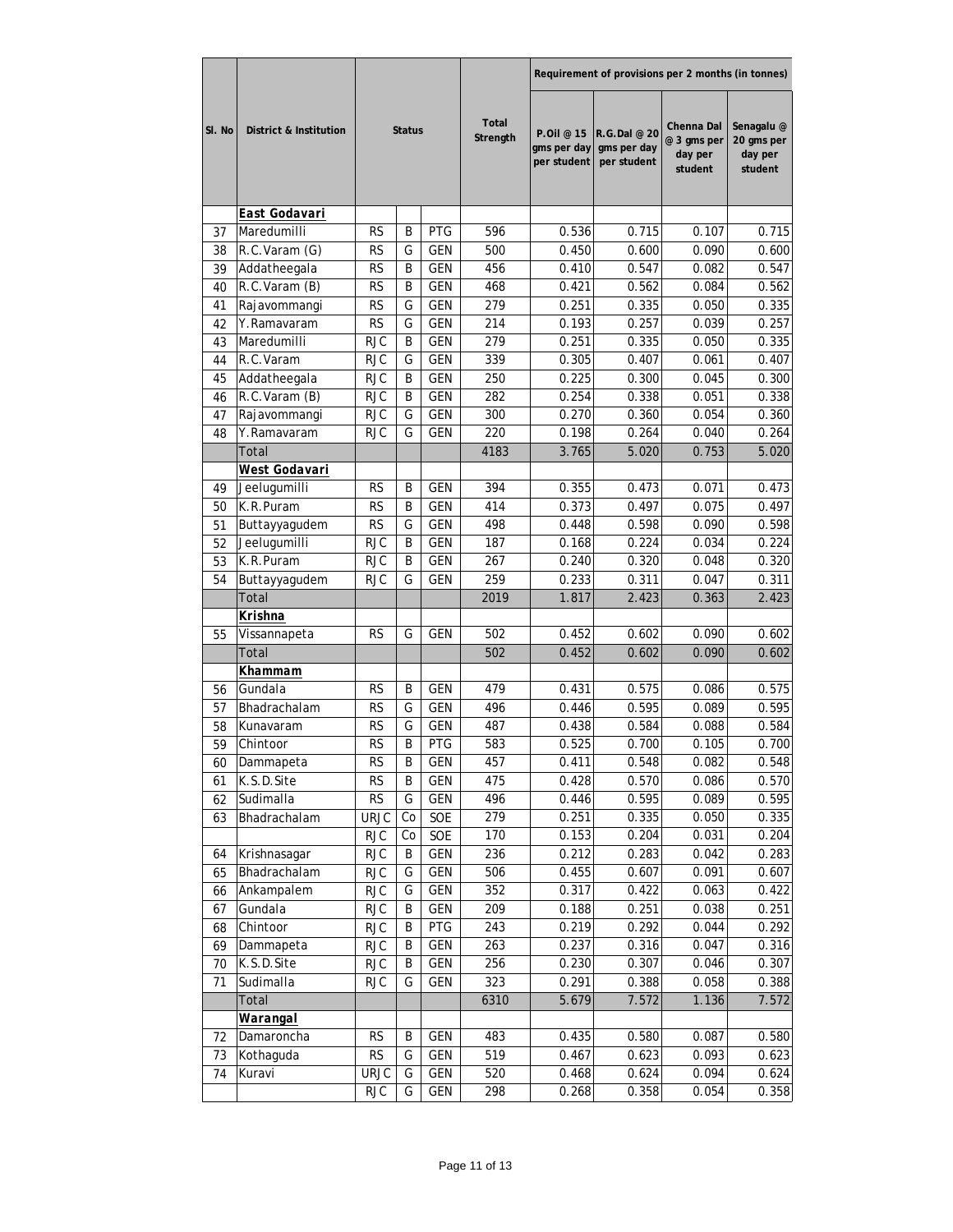| Sl. No | District & Institution | Status | | | Total Strength | Requirement of provisions per 2 months (in tonnes) | | | |
|---|---|---|---|---|---|---|---|---|---|
| | | | | | | P.Oil @ 15 gms per day per student | R.G.Dal @ 20 gms per day per student | Chenna Dal @ 3 gms per day per student | Senagalu @ 20 gms per day per student |
| | **East Godavari** | | | | | | | | |
| 37 | Maredumilli | RS | B | PTG | 596 | 0.536 | 0.715 | 0.107 | 0.715 |
| 38 | R.C.Varam (G) | RS | G | GEN | 500 | 0.450 | 0.600 | 0.090 | 0.600 |
| 39 | Addatheegala | RS | B | GEN | 456 | 0.410 | 0.547 | 0.082 | 0.547 |
| 40 | R.C.Varam (B) | RS | B | GEN | 468 | 0.421 | 0.562 | 0.084 | 0.562 |
| 41 | Rajavommangi | RS | G | GEN | 279 | 0.251 | 0.335 | 0.050 | 0.335 |
| 42 | Y.Ramavaram | RS | G | GEN | 214 | 0.193 | 0.257 | 0.039 | 0.257 |
| 43 | Maredumilli | RJC | B | GEN | 279 | 0.251 | 0.335 | 0.050 | 0.335 |
| 44 | R.C.Varam | RJC | G | GEN | 339 | 0.305 | 0.407 | 0.061 | 0.407 |
| 45 | Addatheegala | RJC | B | GEN | 250 | 0.225 | 0.300 | 0.045 | 0.300 |
| 46 | R.C.Varam (B) | RJC | B | GEN | 282 | 0.254 | 0.338 | 0.051 | 0.338 |
| 47 | Rajavommangi | RJC | G | GEN | 300 | 0.270 | 0.360 | 0.054 | 0.360 |
| 48 | Y.Ramavaram | RJC | G | GEN | 220 | 0.198 | 0.264 | 0.040 | 0.264 |
| | Total | | | | 4183 | 3.765 | 5.020 | 0.753 | 5.020 |
| | **West Godavari** | | | | | | | | |
| 49 | Jeelugumilli | RS | B | GEN | 394 | 0.355 | 0.473 | 0.071 | 0.473 |
| 50 | K.R.Puram | RS | B | GEN | 414 | 0.373 | 0.497 | 0.075 | 0.497 |
| 51 | Buttayyagudem | RS | G | GEN | 498 | 0.448 | 0.598 | 0.090 | 0.598 |
| 52 | Jeelugumilli | RJC | B | GEN | 187 | 0.168 | 0.224 | 0.034 | 0.224 |
| 53 | K.R.Puram | RJC | B | GEN | 267 | 0.240 | 0.320 | 0.048 | 0.320 |
| 54 | Buttayyagudem | RJC | G | GEN | 259 | 0.233 | 0.311 | 0.047 | 0.311 |
| | Total | | | | 2019 | 1.817 | 2.423 | 0.363 | 2.423 |
| | **Krishna** | | | | | | | | |
| 55 | Vissannapeta | RS | G | GEN | 502 | 0.452 | 0.602 | 0.090 | 0.602 |
| | Total | | | | 502 | 0.452 | 0.602 | 0.090 | 0.602 |
| | **Khammam** | | | | | | | | |
| 56 | Gundala | RS | B | GEN | 479 | 0.431 | 0.575 | 0.086 | 0.575 |
| 57 | Bhadrachalam | RS | G | GEN | 496 | 0.446 | 0.595 | 0.089 | 0.595 |
| 58 | Kunavaram | RS | G | GEN | 487 | 0.438 | 0.584 | 0.088 | 0.584 |
| 59 | Chintoor | RS | B | PTG | 583 | 0.525 | 0.700 | 0.105 | 0.700 |
| 60 | Dammapeta | RS | B | GEN | 457 | 0.411 | 0.548 | 0.082 | 0.548 |
| 61 | K.S.D.Site | RS | B | GEN | 475 | 0.428 | 0.570 | 0.086 | 0.570 |
| 62 | Sudimalla | RS | G | GEN | 496 | 0.446 | 0.595 | 0.089 | 0.595 |
| 63 | Bhadrachalam | URJC | Co | SOE | 279 | 0.251 | 0.335 | 0.050 | 0.335 |
| | | RJC | Co | SOE | 170 | 0.153 | 0.204 | 0.031 | 0.204 |
| 64 | Krishnasagar | RJC | B | GEN | 236 | 0.212 | 0.283 | 0.042 | 0.283 |
| 65 | Bhadrachalam | RJC | G | GEN | 506 | 0.455 | 0.607 | 0.091 | 0.607 |
| 66 | Ankampalem | RJC | G | GEN | 352 | 0.317 | 0.422 | 0.063 | 0.422 |
| 67 | Gundala | RJC | B | GEN | 209 | 0.188 | 0.251 | 0.038 | 0.251 |
| 68 | Chintoor | RJC | B | PTG | 243 | 0.219 | 0.292 | 0.044 | 0.292 |
| 69 | Dammapeta | RJC | B | GEN | 263 | 0.237 | 0.316 | 0.047 | 0.316 |
| 70 | K.S.D.Site | RJC | B | GEN | 256 | 0.230 | 0.307 | 0.046 | 0.307 |
| 71 | Sudimalla | RJC | G | GEN | 323 | 0.291 | 0.388 | 0.058 | 0.388 |
| | Total | | | | 6310 | 5.679 | 7.572 | 1.136 | 7.572 |
| | **Warangal** | | | | | | | | |
| 72 | Damaroncha | RS | B | GEN | 483 | 0.435 | 0.580 | 0.087 | 0.580 |
| 73 | Kothaguda | RS | G | GEN | 519 | 0.467 | 0.623 | 0.093 | 0.623 |
| 74 | Kuravi | URJC | G | GEN | 520 | 0.468 | 0.624 | 0.094 | 0.624 |
| | | RJC | G | GEN | 298 | 0.268 | 0.358 | 0.054 | 0.358 |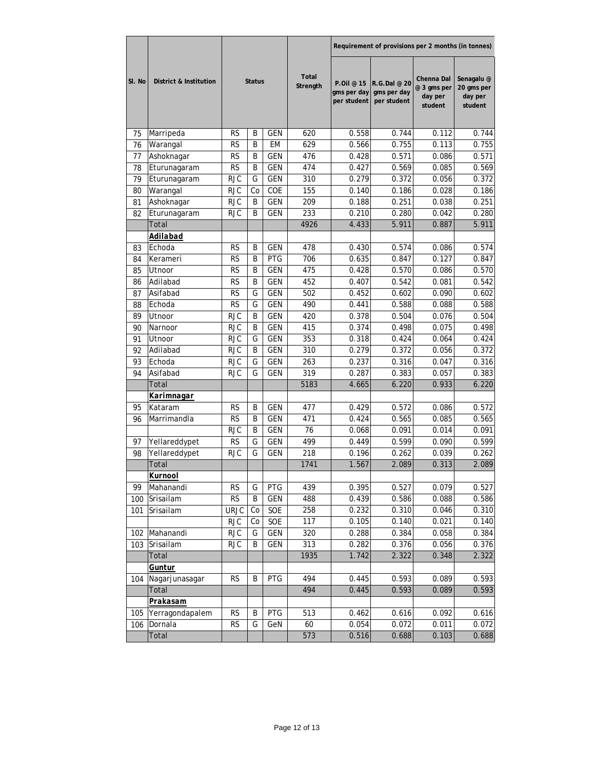| Sl. No | District & Institution | Status | | | Total Strength | Requirement of provisions per 2 months (in tonnes) | | | |
|---|---|---|---|---|---|---|---|---|---|
| | | | | | | P.Oil @ 15 gms per day per student | R.G.Dal @ 20 gms per day per student | Chenna Dal @ 3 gms per day per student | Senagalu @ 20 gms per day per student |
| 75 | Marripeda | RS | B | GEN | 620 | 0.558 | 0.744 | 0.112 | 0.744 |
| 76 | Warangal | RS | B | EM | 629 | 0.566 | 0.755 | 0.113 | 0.755 |
| 77 | Ashoknagar | RS | B | GEN | 476 | 0.428 | 0.571 | 0.086 | 0.571 |
| 78 | Eturunagaram | RS | B | GEN | 474 | 0.427 | 0.569 | 0.085 | 0.569 |
| 79 | Eturunagaram | RJC | G | GEN | 310 | 0.279 | 0.372 | 0.056 | 0.372 |
| 80 | Warangal | RJC | Co | COE | 155 | 0.140 | 0.186 | 0.028 | 0.186 |
| 81 | Ashoknagar | RJC | B | GEN | 209 | 0.188 | 0.251 | 0.038 | 0.251 |
| 82 | Eturunagaram | RJC | B | GEN | 233 | 0.210 | 0.280 | 0.042 | 0.280 |
| | Total | | | | 4926 | 4.433 | 5.911 | 0.887 | 5.911 |
| | **Adilabad** | | | | | | | | |
| 83 | Echoda | RS | B | GEN | 478 | 0.430 | 0.574 | 0.086 | 0.574 |
| 84 | Kerameri | RS | B | PTG | 706 | 0.635 | 0.847 | 0.127 | 0.847 |
| 85 | Utnoor | RS | B | GEN | 475 | 0.428 | 0.570 | 0.086 | 0.570 |
| 86 | Adilabad | RS | B | GEN | 452 | 0.407 | 0.542 | 0.081 | 0.542 |
| 87 | Asifabad | RS | G | GEN | 502 | 0.452 | 0.602 | 0.090 | 0.602 |
| 88 | Echoda | RS | G | GEN | 490 | 0.441 | 0.588 | 0.088 | 0.588 |
| 89 | Utnoor | RJC | B | GEN | 420 | 0.378 | 0.504 | 0.076 | 0.504 |
| 90 | Narnoor | RJC | B | GEN | 415 | 0.374 | 0.498 | 0.075 | 0.498 |
| 91 | Utnoor | RJC | G | GEN | 353 | 0.318 | 0.424 | 0.064 | 0.424 |
| 92 | Adilabad | RJC | B | GEN | 310 | 0.279 | 0.372 | 0.056 | 0.372 |
| 93 | Echoda | RJC | G | GEN | 263 | 0.237 | 0.316 | 0.047 | 0.316 |
| 94 | Asifabad | RJC | G | GEN | 319 | 0.287 | 0.383 | 0.057 | 0.383 |
| | Total | | | | 5183 | 4.665 | 6.220 | 0.933 | 6.220 |
| | **Karimnagar** | | | | | | | | |
| 95 | Kataram | RS | B | GEN | 477 | 0.429 | 0.572 | 0.086 | 0.572 |
| 96 | Marrimandla | RS | B | GEN | 471 | 0.424 | 0.565 | 0.085 | 0.565 |
| | | RJC | B | GEN | 76 | 0.068 | 0.091 | 0.014 | 0.091 |
| 97 | Yellareddypet | RS | G | GEN | 499 | 0.449 | 0.599 | 0.090 | 0.599 |
| 98 | Yellareddypet | RJC | G | GEN | 218 | 0.196 | 0.262 | 0.039 | 0.262 |
| | Total | | | | 1741 | 1.567 | 2.089 | 0.313 | 2.089 |
| | **Kurnool** | | | | | | | | |
| 99 | Mahanandi | RS | G | PTG | 439 | 0.395 | 0.527 | 0.079 | 0.527 |
| 100 | Srisailam | RS | B | GEN | 488 | 0.439 | 0.586 | 0.088 | 0.586 |
| 101 | Srisailam | URJC | Co | SOE | 258 | 0.232 | 0.310 | 0.046 | 0.310 |
| | | RJC | Co | SOE | 117 | 0.105 | 0.140 | 0.021 | 0.140 |
| 102 | Mahanandi | RJC | G | GEN | 320 | 0.288 | 0.384 | 0.058 | 0.384 |
| 103 | Srisailam | RJC | B | GEN | 313 | 0.282 | 0.376 | 0.056 | 0.376 |
| | Total | | | | 1935 | 1.742 | 2.322 | 0.348 | 2.322 |
| | **Guntur** | | | | | | | | |
| 104 | Nagarjunasagar | RS | B | PTG | 494 | 0.445 | 0.593 | 0.089 | 0.593 |
| | Total | | | | 494 | 0.445 | 0.593 | 0.089 | 0.593 |
| | **Prakasam** | | | | | | | | |
| 105 | Yerragondapalem | RS | B | PTG | 513 | 0.462 | 0.616 | 0.092 | 0.616 |
| 106 | Dornala | RS | G | GeN | 60 | 0.054 | 0.072 | 0.011 | 0.072 |
| | Total | | | | 573 | 0.516 | 0.688 | 0.103 | 0.688 |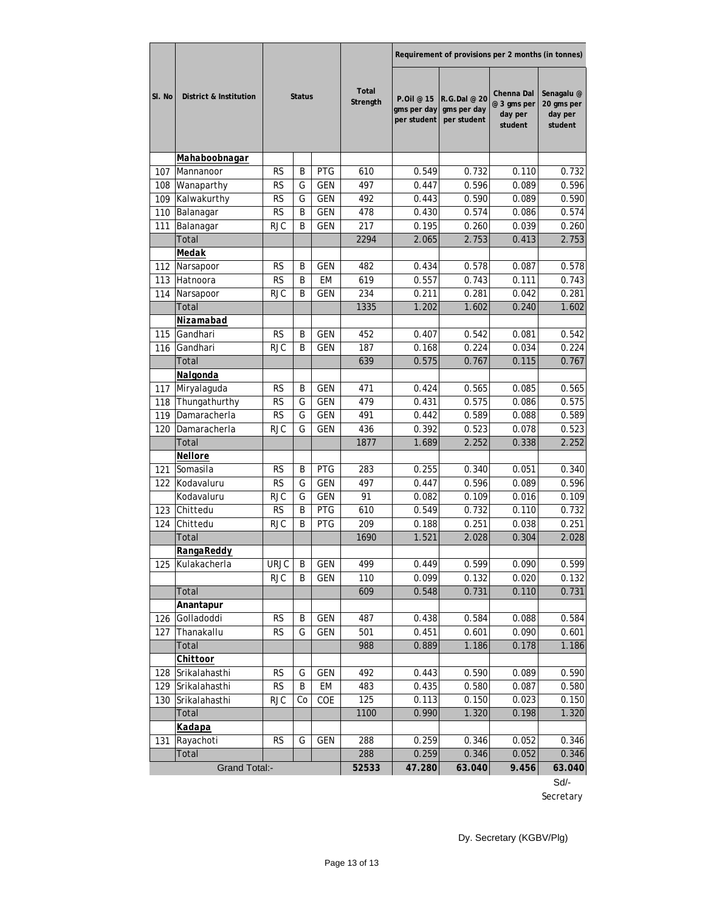| Sl. No | District & Institution | Status | | | Total Strength | Requirement of provisions per 2 months (in tonnes) | | | |
|---|---|---|---|---|---|---|---|---|---|
| | | | | | | P.Oil @ 15 gms per day per student | R.G.Dal @ 20 gms per day per student | Chenna Dal @ 3 gms per day per student | Senagalu @ 20 gms per day per student |
| | **Mahaboobnagar** | | | | | | | | |
| 107 | Mannanoor | RS | B | PTG | 610 | 0.549 | 0.732 | 0.110 | 0.732 |
| 108 | Wanaparthy | RS | G | GEN | 497 | 0.447 | 0.596 | 0.089 | 0.596 |
| 109 | Kalwakurthy | RS | G | GEN | 492 | 0.443 | 0.590 | 0.089 | 0.590 |
| 110 | Balanagar | RS | B | GEN | 478 | 0.430 | 0.574 | 0.086 | 0.574 |
| 111 | Balanagar | RJC | B | GEN | 217 | 0.195 | 0.260 | 0.039 | 0.260 |
| | Total | | | | 2294 | 2.065 | 2.753 | 0.413 | 2.753 |
| | **Medak** | | | | | | | | |
| 112 | Narsapoor | RS | B | GEN | 482 | 0.434 | 0.578 | 0.087 | 0.578 |
| 113 | Hatnoora | RS | B | EM | 619 | 0.557 | 0.743 | 0.111 | 0.743 |
| 114 | Narsapoor | RJC | B | GEN | 234 | 0.211 | 0.281 | 0.042 | 0.281 |
| | Total | | | | 1335 | 1.202 | 1.602 | 0.240 | 1.602 |
| | **Nizamabad** | | | | | | | | |
| 115 | Gandhari | RS | B | GEN | 452 | 0.407 | 0.542 | 0.081 | 0.542 |
| 116 | Gandhari | RJC | B | GEN | 187 | 0.168 | 0.224 | 0.034 | 0.224 |
| | Total | | | | 639 | 0.575 | 0.767 | 0.115 | 0.767 |
| | **Nalgonda** | | | | | | | | |
| 117 | Miryalaguda | RS | B | GEN | 471 | 0.424 | 0.565 | 0.085 | 0.565 |
| 118 | Thungathurthy | RS | G | GEN | 479 | 0.431 | 0.575 | 0.086 | 0.575 |
| 119 | Damaracherla | RS | G | GEN | 491 | 0.442 | 0.589 | 0.088 | 0.589 |
| 120 | Damaracherla | RJC | G | GEN | 436 | 0.392 | 0.523 | 0.078 | 0.523 |
| | Total | | | | 1877 | 1.689 | 2.252 | 0.338 | 2.252 |
| | **Nellore** | | | | | | | | |
| 121 | Somasila | RS | B | PTG | 283 | 0.255 | 0.340 | 0.051 | 0.340 |
| 122 | Kodavaluru | RS | G | GEN | 497 | 0.447 | 0.596 | 0.089 | 0.596 |
| | Kodavaluru | RJC | G | GEN | 91 | 0.082 | 0.109 | 0.016 | 0.109 |
| 123 | Chittedu | RS | B | PTG | 610 | 0.549 | 0.732 | 0.110 | 0.732 |
| 124 | Chittedu | RJC | B | PTG | 209 | 0.188 | 0.251 | 0.038 | 0.251 |
| | Total | | | | 1690 | 1.521 | 2.028 | 0.304 | 2.028 |
| | **RangaReddy** | | | | | | | | |
| 125 | Kulakacherla | URJC | B | GEN | 499 | 0.449 | 0.599 | 0.090 | 0.599 |
| | | RJC | B | GEN | 110 | 0.099 | 0.132 | 0.020 | 0.132 |
| | Total | | | | 609 | 0.548 | 0.731 | 0.110 | 0.731 |
| | **Anantapur** | | | | | | | | |
| 126 | Golladoddi | RS | B | GEN | 487 | 0.438 | 0.584 | 0.088 | 0.584 |
| 127 | Thanakallu | RS | G | GEN | 501 | 0.451 | 0.601 | 0.090 | 0.601 |
| | Total | | | | 988 | 0.889 | 1.186 | 0.178 | 1.186 |
| | **Chittoor** | | | | | | | | |
| 128 | Srikalahasthi | RS | G | GEN | 492 | 0.443 | 0.590 | 0.089 | 0.590 |
| 129 | Srikalahasthi | RS | B | EM | 483 | 0.435 | 0.580 | 0.087 | 0.580 |
| 130 | Srikalahasthi | RJC | Co | COE | 125 | 0.113 | 0.150 | 0.023 | 0.150 |
| | Total | | | | 1100 | 0.990 | 1.320 | 0.198 | 1.320 |
| | **Kadapa** | | | | | | | | |
| 131 | Rayachoti | RS | G | GEN | 288 | 0.259 | 0.346 | 0.052 | 0.346 |
| | Total | | | | 288 | 0.259 | 0.346 | 0.052 | 0.346 |
| | Grand Total:- | | | | **52533** | **47.280** | **63.040** | **9.456** | **63.040** |

Sd/-
Secretary

Dy. Secretary (KGBV/Plg)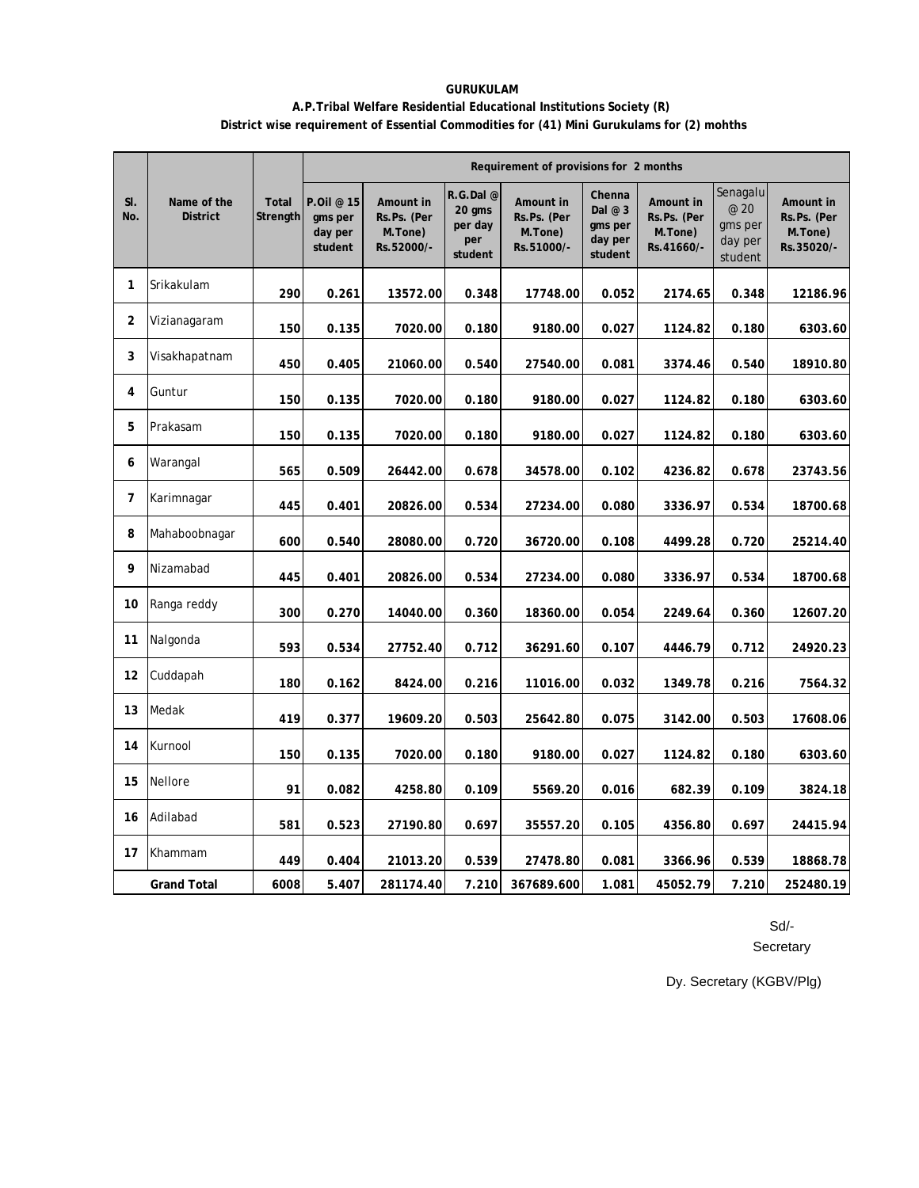**GURUKULAM**

**A.P.Tribal Welfare Residential Educational Institutions Society (R)**

**District wise requirement of Essential Commodities for (41) Mini Gurukulams for (2) mohths**

| Sl. No. | Name of the District | Total Strength | Requirement of provisions for 2 months | | | | | | | |
|---|---|---|---|---|---|---|---|---|---|---|
| | | | P.Oil @ 15 gms per day per student | Amount in Rs.Ps. (Per M.Tone) Rs.52000/- | R.G.Dal @ 20 gms per day per student | Amount in Rs.Ps. (Per M.Tone) Rs.51000/- | Chenna Dal @ 3 gms per day per student | Amount in Rs.Ps. (Per M.Tone) Rs.41660/- | Senagalu @ 20 gms per day per student | Amount in Rs.Ps. (Per M.Tone) Rs.35020/- |
| 1 | Srikakulam | 290 | 0.261 | 13572.00 | 0.348 | 17748.00 | 0.052 | 2174.65 | 0.348 | 12186.96 |
| 2 | Vizianagaram | 150 | 0.135 | 7020.00 | 0.180 | 9180.00 | 0.027 | 1124.82 | 0.180 | 6303.60 |
| 3 | Visakhapatnam | 450 | 0.405 | 21060.00 | 0.540 | 27540.00 | 0.081 | 3374.46 | 0.540 | 18910.80 |
| 4 | Guntur | 150 | 0.135 | 7020.00 | 0.180 | 9180.00 | 0.027 | 1124.82 | 0.180 | 6303.60 |
| 5 | Prakasam | 150 | 0.135 | 7020.00 | 0.180 | 9180.00 | 0.027 | 1124.82 | 0.180 | 6303.60 |
| 6 | Warangal | 565 | 0.509 | 26442.00 | 0.678 | 34578.00 | 0.102 | 4236.82 | 0.678 | 23743.56 |
| 7 | Karimnagar | 445 | 0.401 | 20826.00 | 0.534 | 27234.00 | 0.080 | 3336.97 | 0.534 | 18700.68 |
| 8 | Mahaboobnagar | 600 | 0.540 | 28080.00 | 0.720 | 36720.00 | 0.108 | 4499.28 | 0.720 | 25214.40 |
| 9 | Nizamabad | 445 | 0.401 | 20826.00 | 0.534 | 27234.00 | 0.080 | 3336.97 | 0.534 | 18700.68 |
| 10 | Ranga reddy | 300 | 0.270 | 14040.00 | 0.360 | 18360.00 | 0.054 | 2249.64 | 0.360 | 12607.20 |
| 11 | Nalgonda | 593 | 0.534 | 27752.40 | 0.712 | 36291.60 | 0.107 | 4446.79 | 0.712 | 24920.23 |
| 12 | Cuddapah | 180 | 0.162 | 8424.00 | 0.216 | 11016.00 | 0.032 | 1349.78 | 0.216 | 7564.32 |
| 13 | Medak | 419 | 0.377 | 19609.20 | 0.503 | 25642.80 | 0.075 | 3142.00 | 0.503 | 17608.06 |
| 14 | Kurnool | 150 | 0.135 | 7020.00 | 0.180 | 9180.00 | 0.027 | 1124.82 | 0.180 | 6303.60 |
| 15 | Nellore | 91 | 0.082 | 4258.80 | 0.109 | 5569.20 | 0.016 | 682.39 | 0.109 | 3824.18 |
| 16 | Adilabad | 581 | 0.523 | 27190.80 | 0.697 | 35557.20 | 0.105 | 4356.80 | 0.697 | 24415.94 |
| 17 | Khammam | 449 | 0.404 | 21013.20 | 0.539 | 27478.80 | 0.081 | 3366.96 | 0.539 | 18868.78 |
| | **Grand Total** | **6008** | **5.407** | **281174.40** | **7.210** | **367689.600** | **1.081** | **45052.79** | **7.210** | **252480.19** |

Sd/-
Secretary

Dy. Secretary (KGBV/Plg)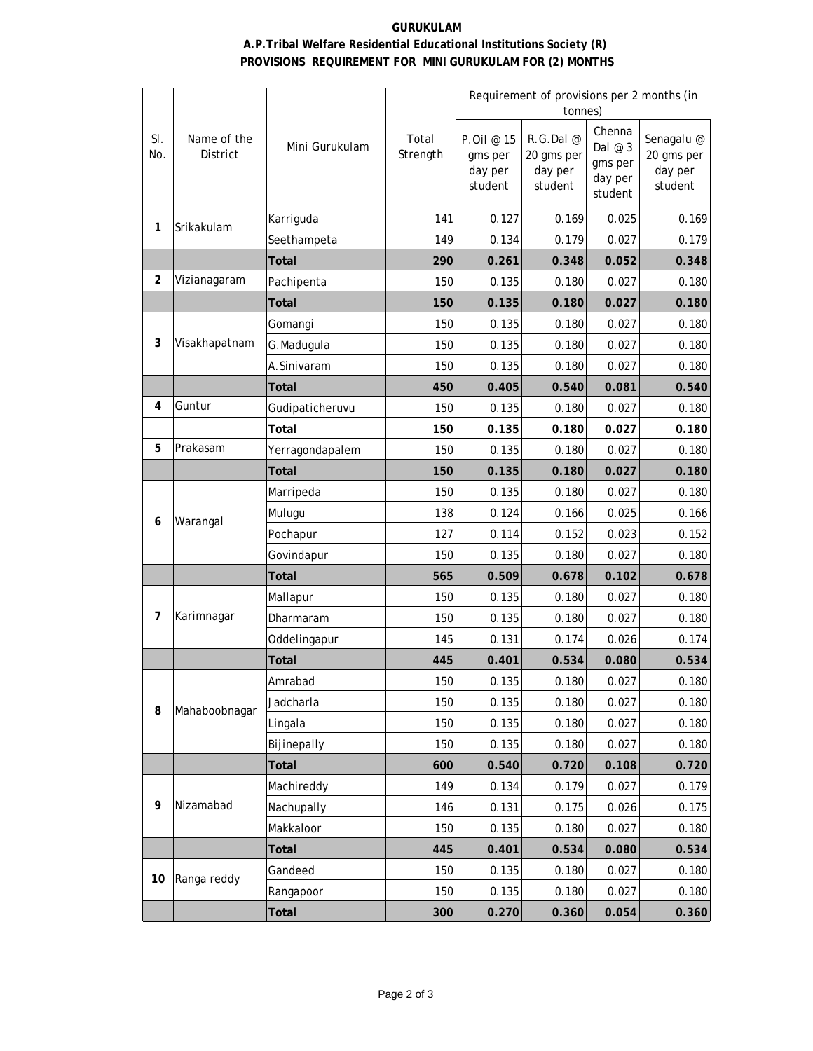**GURUKULAM**

**A.P.Tribal Welfare Residential Educational Institutions Society (R)**

**PROVISIONS REQUIREMENT FOR MINI GURUKULAM FOR (2) MONTHS**

| Sl. No. | Name of the District | Mini Gurukulam | Total Strength | Requirement of provisions per 2 months (in tonnes) | | | |
|---|---|---|---|---|---|---|---|
| | | | | P.Oil @ 15 gms per day per student | R.G.Dal @ 20 gms per day per student | Chenna Dal @ 3 gms per day per student | Senagalu @ 20 gms per day per student |
| 1 | Srikakulam | Karriguda | 141 | 0.127 | 0.169 | 0.025 | 0.169 |
| | | Seethampeta | 149 | 0.134 | 0.179 | 0.027 | 0.179 |
| | | **Total** | **290** | **0.261** | **0.348** | **0.052** | **0.348** |
| 2 | Vizianagaram | Pachipenta | 150 | 0.135 | 0.180 | 0.027 | 0.180 |
| | | **Total** | **150** | **0.135** | **0.180** | **0.027** | **0.180** |
| 3 | Visakhapatnam | Gomangi | 150 | 0.135 | 0.180 | 0.027 | 0.180 |
| | | G.Madugula | 150 | 0.135 | 0.180 | 0.027 | 0.180 |
| | | A.Sinivaram | 150 | 0.135 | 0.180 | 0.027 | 0.180 |
| | | **Total** | **450** | **0.405** | **0.540** | **0.081** | **0.540** |
| 4 | Guntur | Gudipaticheruvu | 150 | 0.135 | 0.180 | 0.027 | 0.180 |
| | | **Total** | **150** | **0.135** | **0.180** | **0.027** | **0.180** |
| 5 | Prakasam | Yerragondapalem | 150 | 0.135 | 0.180 | 0.027 | 0.180 |
| | | **Total** | **150** | **0.135** | **0.180** | **0.027** | **0.180** |
| 6 | Warangal | Marripeda | 150 | 0.135 | 0.180 | 0.027 | 0.180 |
| | | Mulugu | 138 | 0.124 | 0.166 | 0.025 | 0.166 |
| | | Pochapur | 127 | 0.114 | 0.152 | 0.023 | 0.152 |
| | | Govindapur | 150 | 0.135 | 0.180 | 0.027 | 0.180 |
| | | **Total** | **565** | **0.509** | **0.678** | **0.102** | **0.678** |
| 7 | Karimnagar | Mallapur | 150 | 0.135 | 0.180 | 0.027 | 0.180 |
| | | Dharmaram | 150 | 0.135 | 0.180 | 0.027 | 0.180 |
| | | Oddelingapur | 145 | 0.131 | 0.174 | 0.026 | 0.174 |
| | | **Total** | **445** | **0.401** | **0.534** | **0.080** | **0.534** |
| 8 | Mahaboobnagar | Amrabad | 150 | 0.135 | 0.180 | 0.027 | 0.180 |
| | | Jadcharla | 150 | 0.135 | 0.180 | 0.027 | 0.180 |
| | | Lingala | 150 | 0.135 | 0.180 | 0.027 | 0.180 |
| | | Bijinepally | 150 | 0.135 | 0.180 | 0.027 | 0.180 |
| | | **Total** | **600** | **0.540** | **0.720** | **0.108** | **0.720** |
| 9 | Nizamabad | Machireddy | 149 | 0.134 | 0.179 | 0.027 | 0.179 |
| | | Nachupally | 146 | 0.131 | 0.175 | 0.026 | 0.175 |
| | | Makkaloor | 150 | 0.135 | 0.180 | 0.027 | 0.180 |
| | | **Total** | **445** | **0.401** | **0.534** | **0.080** | **0.534** |
| 10 | Ranga reddy | Gandeed | 150 | 0.135 | 0.180 | 0.027 | 0.180 |
| | | Rangapoor | 150 | 0.135 | 0.180 | 0.027 | 0.180 |
| | | **Total** | **300** | **0.270** | **0.360** | **0.054** | **0.360** |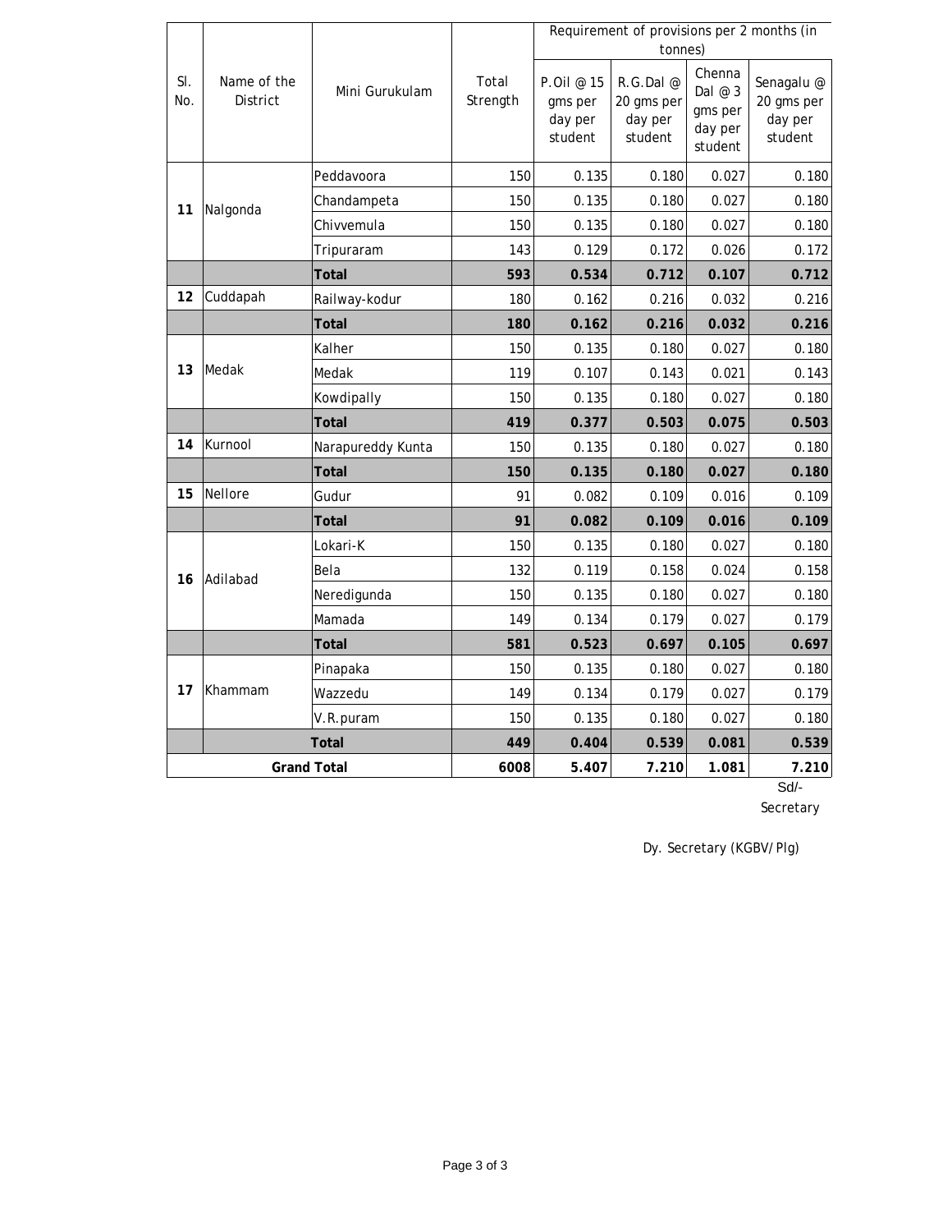| Sl. No. | Name of the District | Mini Gurukulam | Total Strength | Requirement of provisions per 2 months (in tonnes) | | | |
|---|---|---|---|---|---|---|---|
| | | | | P.Oil @ 15 gms per day per student | R.G.Dal @ 20 gms per day per student | Chenna Dal @ 3 gms per day per student | Senagalu @ 20 gms per day per student |
| 11 | Nalgonda | Peddavoora | 150 | 0.135 | 0.180 | 0.027 | 0.180 |
| | | Chandampeta | 150 | 0.135 | 0.180 | 0.027 | 0.180 |
| | | Chivvemula | 150 | 0.135 | 0.180 | 0.027 | 0.180 |
| | | Tripuraram | 143 | 0.129 | 0.172 | 0.026 | 0.172 |
| | | **Total** | **593** | **0.534** | **0.712** | **0.107** | **0.712** |
| 12 | Cuddapah | Railway-kodur | 180 | 0.162 | 0.216 | 0.032 | 0.216 |
| | | **Total** | **180** | **0.162** | **0.216** | **0.032** | **0.216** |
| 13 | Medak | Kalher | 150 | 0.135 | 0.180 | 0.027 | 0.180 |
| | | Medak | 119 | 0.107 | 0.143 | 0.021 | 0.143 |
| | | Kowdipally | 150 | 0.135 | 0.180 | 0.027 | 0.180 |
| | | **Total** | **419** | **0.377** | **0.503** | **0.075** | **0.503** |
| 14 | Kurnool | Narapureddy Kunta | 150 | 0.135 | 0.180 | 0.027 | 0.180 |
| | | **Total** | **150** | **0.135** | **0.180** | **0.027** | **0.180** |
| 15 | Nellore | Gudur | 91 | 0.082 | 0.109 | 0.016 | 0.109 |
| | | **Total** | **91** | **0.082** | **0.109** | **0.016** | **0.109** |
| 16 | Adilabad | Lokari-K | 150 | 0.135 | 0.180 | 0.027 | 0.180 |
| | | Bela | 132 | 0.119 | 0.158 | 0.024 | 0.158 |
| | | Neredigunda | 150 | 0.135 | 0.180 | 0.027 | 0.180 |
| | | Mamada | 149 | 0.134 | 0.179 | 0.027 | 0.179 |
| | | **Total** | **581** | **0.523** | **0.697** | **0.105** | **0.697** |
| 17 | Khammam | Pinapaka | 150 | 0.135 | 0.180 | 0.027 | 0.180 |
| | | Wazzedu | 149 | 0.134 | 0.179 | 0.027 | 0.179 |
| | | V.R.puram | 150 | 0.135 | 0.180 | 0.027 | 0.180 |
| | **Total** | | **449** | **0.404** | **0.539** | **0.081** | **0.539** |
| **Grand Total** | | | **6008** | **5.407** | **7.210** | **1.081** | **7.210** |

Sd/-
Secretary

Dy. Secretary (KGBV/Plg)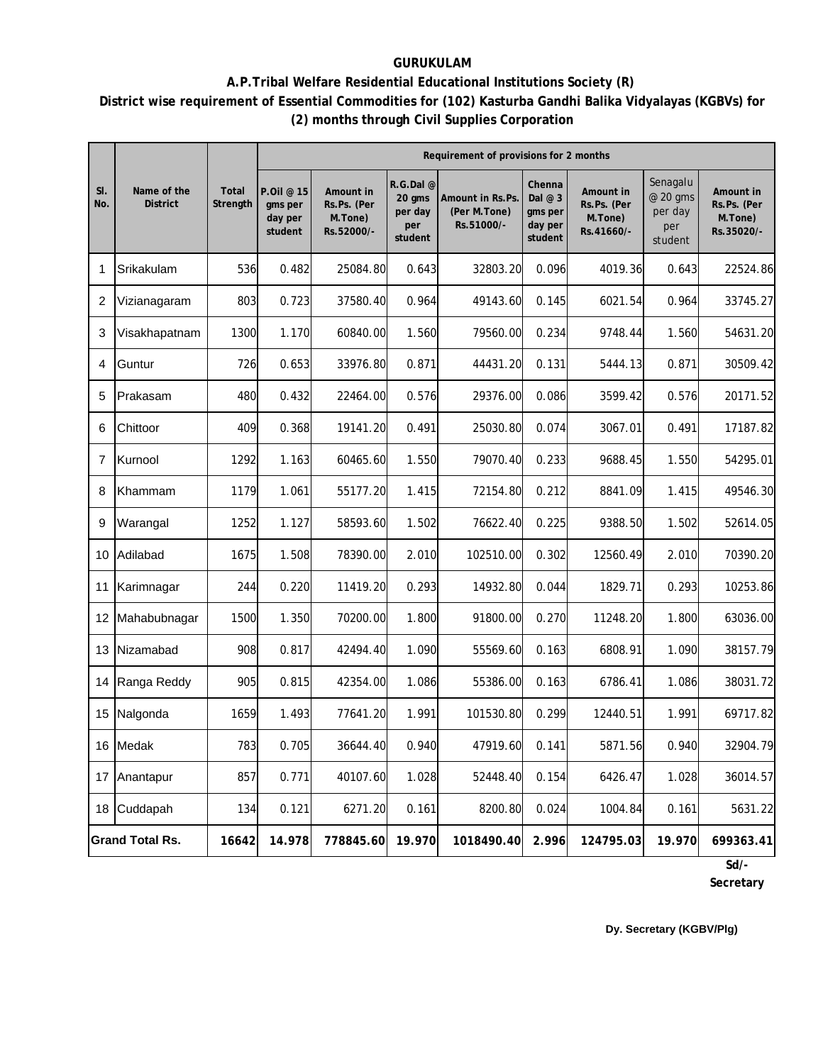**GURUKULAM**

**A.P.Tribal Welfare Residential Educational Institutions Society (R)**

**District wise requirement of Essential Commodities for (102) Kasturba Gandhi Balika Vidyalayas (KGBVs) for (2) months through Civil Supplies Corporation**

| Sl. No. | Name of the District | Total Strength | Requirement of provisions for 2 months | | | | | | | |
|---|---|---|---|---|---|---|---|---|---|---|
| | | | P.Oil @ 15 gms per day per student | Amount in Rs.Ps. (Per M.Tone) Rs.52000/- | R.G.Dal @ 20 gms per day per student | Amount in Rs.Ps. (Per M.Tone) Rs.51000/- | Chenna Dal @ 3 gms per day per student | Amount in Rs.Ps. (Per M.Tone) Rs.41660/- | Senagalu @ 20 gms per day per student | Amount in Rs.Ps. (Per M.Tone) Rs.35020/- |
| 1 | Srikakulam | 536 | 0.482 | 25084.80 | 0.643 | 32803.20 | 0.096 | 4019.36 | 0.643 | 22524.86 |
| 2 | Vizianagaram | 803 | 0.723 | 37580.40 | 0.964 | 49143.60 | 0.145 | 6021.54 | 0.964 | 33745.27 |
| 3 | Visakhapatnam | 1300 | 1.170 | 60840.00 | 1.560 | 79560.00 | 0.234 | 9748.44 | 1.560 | 54631.20 |
| 4 | Guntur | 726 | 0.653 | 33976.80 | 0.871 | 44431.20 | 0.131 | 5444.13 | 0.871 | 30509.42 |
| 5 | Prakasam | 480 | 0.432 | 22464.00 | 0.576 | 29376.00 | 0.086 | 3599.42 | 0.576 | 20171.52 |
| 6 | Chittoor | 409 | 0.368 | 19141.20 | 0.491 | 25030.80 | 0.074 | 3067.01 | 0.491 | 17187.82 |
| 7 | Kurnool | 1292 | 1.163 | 60465.60 | 1.550 | 79070.40 | 0.233 | 9688.45 | 1.550 | 54295.01 |
| 8 | Khammam | 1179 | 1.061 | 55177.20 | 1.415 | 72154.80 | 0.212 | 8841.09 | 1.415 | 49546.30 |
| 9 | Warangal | 1252 | 1.127 | 58593.60 | 1.502 | 76622.40 | 0.225 | 9388.50 | 1.502 | 52614.05 |
| 10 | Adilabad | 1675 | 1.508 | 78390.00 | 2.010 | 102510.00 | 0.302 | 12560.49 | 2.010 | 70390.20 |
| 11 | Karimnagar | 244 | 0.220 | 11419.20 | 0.293 | 14932.80 | 0.044 | 1829.71 | 0.293 | 10253.86 |
| 12 | Mahabubnagar | 1500 | 1.350 | 70200.00 | 1.800 | 91800.00 | 0.270 | 11248.20 | 1.800 | 63036.00 |
| 13 | Nizamabad | 908 | 0.817 | 42494.40 | 1.090 | 55569.60 | 0.163 | 6808.91 | 1.090 | 38157.79 |
| 14 | Ranga Reddy | 905 | 0.815 | 42354.00 | 1.086 | 55386.00 | 0.163 | 6786.41 | 1.086 | 38031.72 |
| 15 | Nalgonda | 1659 | 1.493 | 77641.20 | 1.991 | 101530.80 | 0.299 | 12440.51 | 1.991 | 69717.82 |
| 16 | Medak | 783 | 0.705 | 36644.40 | 0.940 | 47919.60 | 0.141 | 5871.56 | 0.940 | 32904.79 |
| 17 | Anantapur | 857 | 0.771 | 40107.60 | 1.028 | 52448.40 | 0.154 | 6426.47 | 1.028 | 36014.57 |
| 18 | Cuddapah | 134 | 0.121 | 6271.20 | 0.161 | 8200.80 | 0.024 | 1004.84 | 0.161 | 5631.22 |
| **Grand Total Rs.** | | **16642** | **14.978** | **778845.60** | **19.970** | **1018490.40** | **2.996** | **124795.03** | **19.970** | **699363.41** |

**Sd/-**
**Secretary**

**Dy. Secretary (KGBV/Plg)**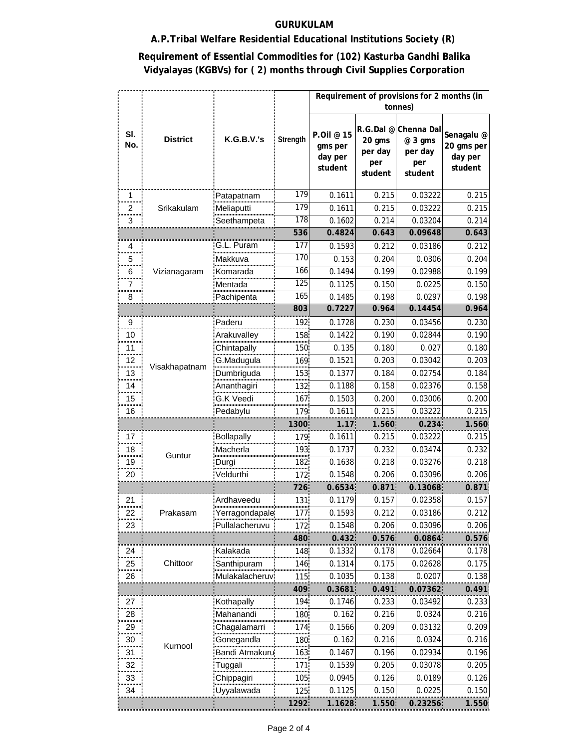**GURUKULAM**

**A.P.Tribal Welfare Residential Educational Institutions Society (R)**

**Requirement of Essential Commodities for (102) Kasturba Gandhi Balika Vidyalayas (KGBVs) for ( 2) months through Civil Supplies Corporation**

| Sl. No. | District | K.G.B.V.'s | Strength | Requirement of provisions for 2 months (in tonnes) | | | |
|---|---|---|---|---|---|---|---|
| | | | | P.Oil @ 15 gms per day per student | R.G.Dal @ 20 gms per day per student | Chenna Dal @ 3 gms per day per student | Senagalu @ 20 gms per day per student |
| 1 | Srikakulam | Patapatnam | 179 | 0.1611 | 0.215 | 0.03222 | 0.215 |
| 2 | | Meliaputti | 179 | 0.1611 | 0.215 | 0.03222 | 0.215 |
| 3 | | Seethampeta | 178 | 0.1602 | 0.214 | 0.03204 | 0.214 |
| | | | **536** | **0.4824** | **0.643** | **0.09648** | **0.643** |
| 4 | Vizianagaram | G.L. Puram | 177 | 0.1593 | 0.212 | 0.03186 | 0.212 |
| 5 | | Makkuva | 170 | 0.153 | 0.204 | 0.0306 | 0.204 |
| 6 | | Komarada | 166 | 0.1494 | 0.199 | 0.02988 | 0.199 |
| 7 | | Mentada | 125 | 0.1125 | 0.150 | 0.0225 | 0.150 |
| 8 | | Pachipenta | 165 | 0.1485 | 0.198 | 0.0297 | 0.198 |
| | | | **803** | **0.7227** | **0.964** | **0.14454** | **0.964** |
| 9 | Visakhapatnam | Paderu | 192 | 0.1728 | 0.230 | 0.03456 | 0.230 |
| 10 | | Arakuvalley | 158 | 0.1422 | 0.190 | 0.02844 | 0.190 |
| 11 | | Chintapally | 150 | 0.135 | 0.180 | 0.027 | 0.180 |
| 12 | | G.Madugula | 169 | 0.1521 | 0.203 | 0.03042 | 0.203 |
| 13 | | Dumbriguda | 153 | 0.1377 | 0.184 | 0.02754 | 0.184 |
| 14 | | Ananthagiri | 132 | 0.1188 | 0.158 | 0.02376 | 0.158 |
| 15 | | G.K Veedi | 167 | 0.1503 | 0.200 | 0.03006 | 0.200 |
| 16 | | Pedabylu | 179 | 0.1611 | 0.215 | 0.03222 | 0.215 |
| | | | **1300** | **1.17** | **1.560** | **0.234** | **1.560** |
| 17 | Guntur | Bollapally | 179 | 0.1611 | 0.215 | 0.03222 | 0.215 |
| 18 | | Macherla | 193 | 0.1737 | 0.232 | 0.03474 | 0.232 |
| 19 | | Durgi | 182 | 0.1638 | 0.218 | 0.03276 | 0.218 |
| 20 | | Veldurthi | 172 | 0.1548 | 0.206 | 0.03096 | 0.206 |
| | | | **726** | **0.6534** | **0.871** | **0.13068** | **0.871** |
| 21 | Prakasam | Ardhaveedu | 131 | 0.1179 | 0.157 | 0.02358 | 0.157 |
| 22 | | Yerragondapale | 177 | 0.1593 | 0.212 | 0.03186 | 0.212 |
| 23 | | Pullalacheruvu | 172 | 0.1548 | 0.206 | 0.03096 | 0.206 |
| | | | **480** | **0.432** | **0.576** | **0.0864** | **0.576** |
| 24 | Chittoor | Kalakada | 148 | 0.1332 | 0.178 | 0.02664 | 0.178 |
| 25 | | Santhipuram | 146 | 0.1314 | 0.175 | 0.02628 | 0.175 |
| 26 | | Mulakalacheruv | 115 | 0.1035 | 0.138 | 0.0207 | 0.138 |
| | | | **409** | **0.3681** | **0.491** | **0.07362** | **0.491** |
| 27 | Kurnool | Kothapally | 194 | 0.1746 | 0.233 | 0.03492 | 0.233 |
| 28 | | Mahanandi | 180 | 0.162 | 0.216 | 0.0324 | 0.216 |
| 29 | | Chagalamarri | 174 | 0.1566 | 0.209 | 0.03132 | 0.209 |
| 30 | | Gonegandla | 180 | 0.162 | 0.216 | 0.0324 | 0.216 |
| 31 | | Bandi Atmakuru | 163 | 0.1467 | 0.196 | 0.02934 | 0.196 |
| 32 | | Tuggali | 171 | 0.1539 | 0.205 | 0.03078 | 0.205 |
| 33 | | Chippagiri | 105 | 0.0945 | 0.126 | 0.0189 | 0.126 |
| 34 | | Uyyalawada | 125 | 0.1125 | 0.150 | 0.0225 | 0.150 |
| | | | **1292** | **1.1628** | **1.550** | **0.23256** | **1.550** |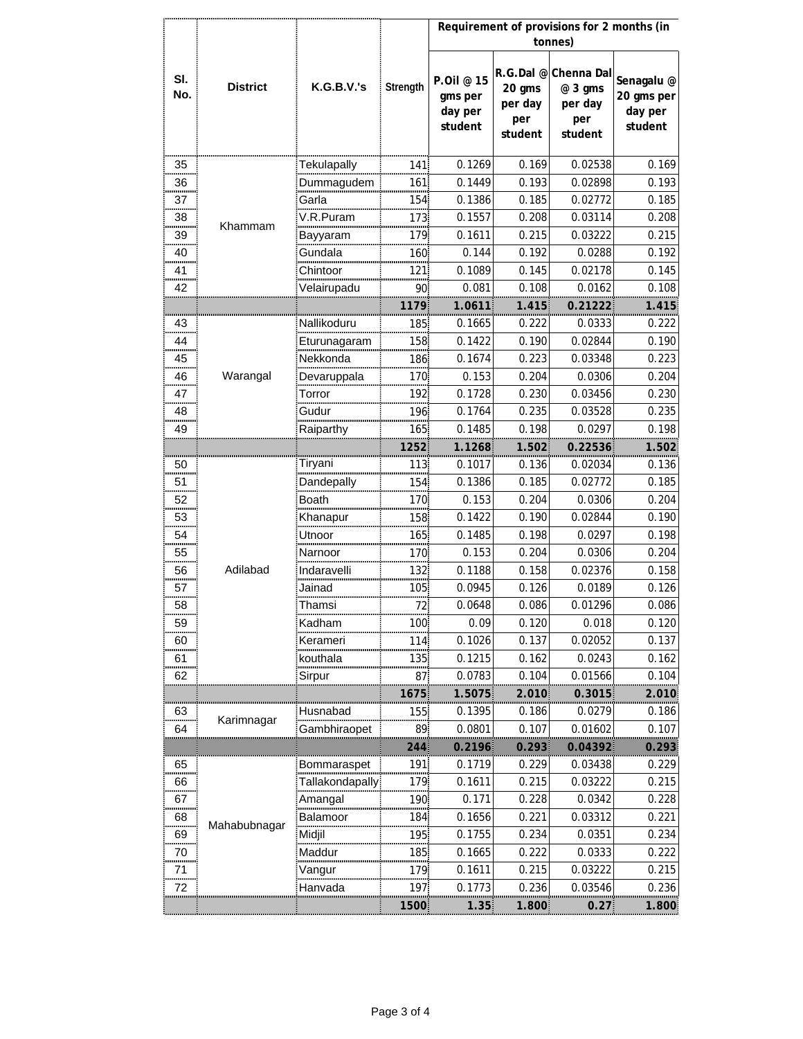| Sl. No. | District | K.G.B.V.'s | Strength | Requirement of provisions for 2 months (in tonnes) | | | |
|---|---|---|---|---|---|---|---|
| | | | | P.Oil @ 15 gms per day per student | R.G.Dal @ 20 gms per day per student | Chenna Dal @ 3 gms per day per student | Senagalu @ 20 gms per day per student |
| 35 | Khammam | Tekulapally | 141 | 0.1269 | 0.169 | 0.02538 | 0.169 |
| 36 | | Dummagudem | 161 | 0.1449 | 0.193 | 0.02898 | 0.193 |
| 37 | | Garla | 154 | 0.1386 | 0.185 | 0.02772 | 0.185 |
| 38 | | V.R.Puram | 173 | 0.1557 | 0.208 | 0.03114 | 0.208 |
| 39 | | Bayyaram | 179 | 0.1611 | 0.215 | 0.03222 | 0.215 |
| 40 | | Gundala | 160 | 0.144 | 0.192 | 0.0288 | 0.192 |
| 41 | | Chintoor | 121 | 0.1089 | 0.145 | 0.02178 | 0.145 |
| 42 | | Velairupadu | 90 | 0.081 | 0.108 | 0.0162 | 0.108 |
| | | | **1179** | **1.0611** | **1.415** | **0.21222** | **1.415** |
| 43 | Warangal | Nallikoduru | 185 | 0.1665 | 0.222 | 0.0333 | 0.222 |
| 44 | | Eturunagaram | 158 | 0.1422 | 0.190 | 0.02844 | 0.190 |
| 45 | | Nekkonda | 186 | 0.1674 | 0.223 | 0.03348 | 0.223 |
| 46 | | Devaruppala | 170 | 0.153 | 0.204 | 0.0306 | 0.204 |
| 47 | | Torror | 192 | 0.1728 | 0.230 | 0.03456 | 0.230 |
| 48 | | Gudur | 196 | 0.1764 | 0.235 | 0.03528 | 0.235 |
| 49 | | Raiparthy | 165 | 0.1485 | 0.198 | 0.0297 | 0.198 |
| | | | **1252** | **1.1268** | **1.502** | **0.22536** | **1.502** |
| 50 | Adilabad | Tiryani | 113 | 0.1017 | 0.136 | 0.02034 | 0.136 |
| 51 | | Dandepally | 154 | 0.1386 | 0.185 | 0.02772 | 0.185 |
| 52 | | Boath | 170 | 0.153 | 0.204 | 0.0306 | 0.204 |
| 53 | | Khanapur | 158 | 0.1422 | 0.190 | 0.02844 | 0.190 |
| 54 | | Utnoor | 165 | 0.1485 | 0.198 | 0.0297 | 0.198 |
| 55 | | Narnoor | 170 | 0.153 | 0.204 | 0.0306 | 0.204 |
| 56 | | Indaravelli | 132 | 0.1188 | 0.158 | 0.02376 | 0.158 |
| 57 | | Jainad | 105 | 0.0945 | 0.126 | 0.0189 | 0.126 |
| 58 | | Thamsi | 72 | 0.0648 | 0.086 | 0.01296 | 0.086 |
| 59 | | Kadham | 100 | 0.09 | 0.120 | 0.018 | 0.120 |
| 60 | | Kerameri | 114 | 0.1026 | 0.137 | 0.02052 | 0.137 |
| 61 | | kouthala | 135 | 0.1215 | 0.162 | 0.0243 | 0.162 |
| 62 | | Sirpur | 87 | 0.0783 | 0.104 | 0.01566 | 0.104 |
| | | | **1675** | **1.5075** | **2.010** | **0.3015** | **2.010** |
| 63 | Karimnagar | Husnabad | 155 | 0.1395 | 0.186 | 0.0279 | 0.186 |
| 64 | | Gambhiraopet | 89 | 0.0801 | 0.107 | 0.01602 | 0.107 |
| | | | **244** | **0.2196** | **0.293** | **0.04392** | **0.293** |
| 65 | Mahabubnagar | Bommaraspet | 191 | 0.1719 | 0.229 | 0.03438 | 0.229 |
| 66 | | Tallakondapally | 179 | 0.1611 | 0.215 | 0.03222 | 0.215 |
| 67 | | Amangal | 190 | 0.171 | 0.228 | 0.0342 | 0.228 |
| 68 | | Balamoor | 184 | 0.1656 | 0.221 | 0.03312 | 0.221 |
| 69 | | Midjil | 195 | 0.1755 | 0.234 | 0.0351 | 0.234 |
| 70 | | Maddur | 185 | 0.1665 | 0.222 | 0.0333 | 0.222 |
| 71 | | Vangur | 179 | 0.1611 | 0.215 | 0.03222 | 0.215 |
| 72 | | Hanvada | 197 | 0.1773 | 0.236 | 0.03546 | 0.236 |
| | | | **1500** | **1.35** | **1.800** | **0.27** | **1.800** |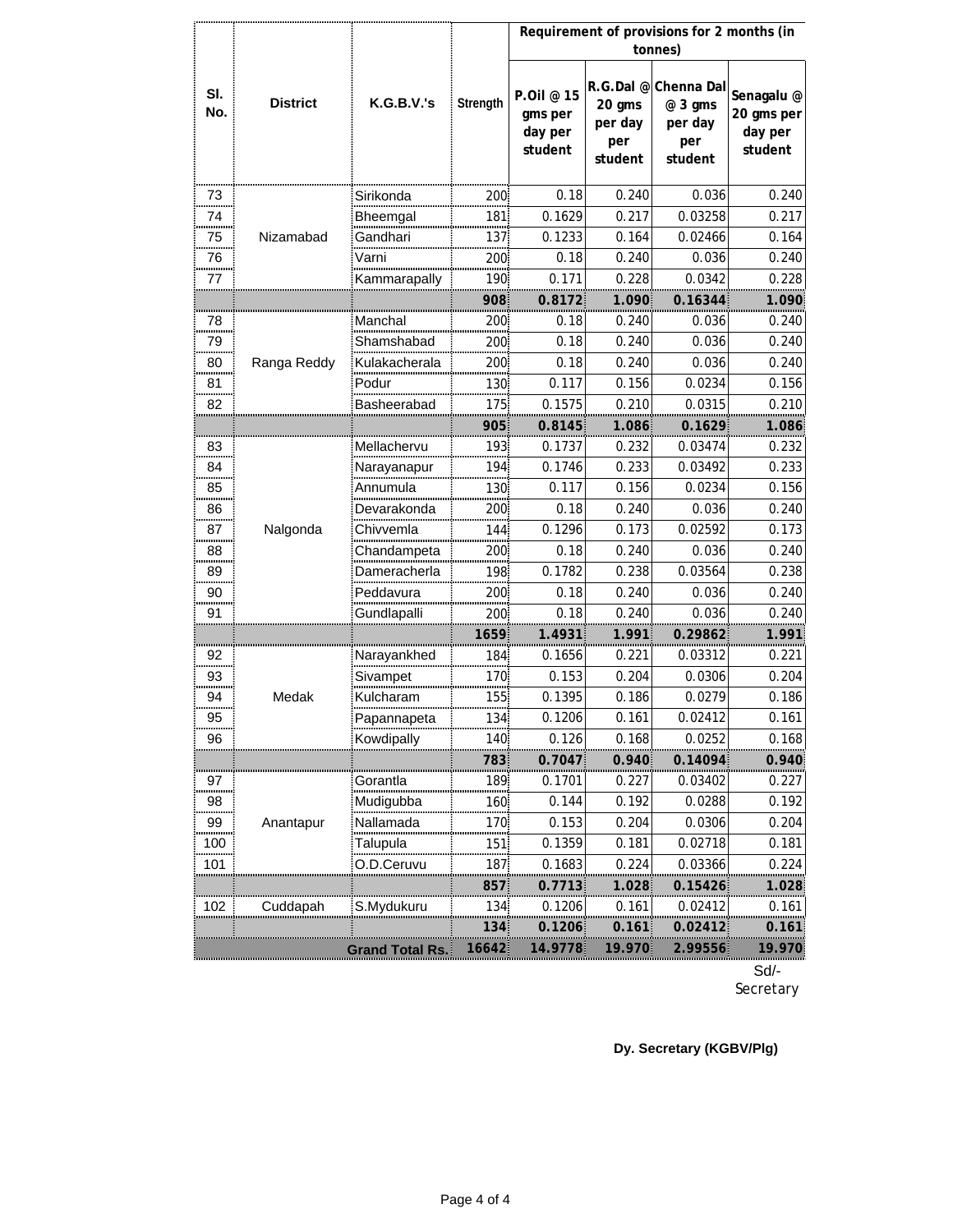| Sl. No. | District | K.G.B.V.'s | Strength | Requirement of provisions for 2 months (in tonnes) | | | |
|---|---|---|---|---|---|---|---|
| | | | | P.Oil @ 15 gms per day per student | R.G.Dal @ 20 gms per day per student | Chenna Dal @ 3 gms per day per student | Senagalu @ 20 gms per day per student |
| 73 | Nizamabad | Sirikonda | 200 | 0.18 | 0.240 | 0.036 | 0.240 |
| 74 | | Bheemgal | 181 | 0.1629 | 0.217 | 0.03258 | 0.217 |
| 75 | | Gandhari | 137 | 0.1233 | 0.164 | 0.02466 | 0.164 |
| 76 | | Varni | 200 | 0.18 | 0.240 | 0.036 | 0.240 |
| 77 | | Kammarapally | 190 | 0.171 | 0.228 | 0.0342 | 0.228 |
| | | | **908** | **0.8172** | **1.090** | **0.16344** | **1.090** |
| 78 | Ranga Reddy | Manchal | 200 | 0.18 | 0.240 | 0.036 | 0.240 |
| 79 | | Shamshabad | 200 | 0.18 | 0.240 | 0.036 | 0.240 |
| 80 | | Kulakacherala | 200 | 0.18 | 0.240 | 0.036 | 0.240 |
| 81 | | Podur | 130 | 0.117 | 0.156 | 0.0234 | 0.156 |
| 82 | | Basheerabad | 175 | 0.1575 | 0.210 | 0.0315 | 0.210 |
| | | | **905** | **0.8145** | **1.086** | **0.1629** | **1.086** |
| 83 | Nalgonda | Mellachervu | 193 | 0.1737 | 0.232 | 0.03474 | 0.232 |
| 84 | | Narayanapur | 194 | 0.1746 | 0.233 | 0.03492 | 0.233 |
| 85 | | Annumula | 130 | 0.117 | 0.156 | 0.0234 | 0.156 |
| 86 | | Devarakonda | 200 | 0.18 | 0.240 | 0.036 | 0.240 |
| 87 | | Chivvemla | 144 | 0.1296 | 0.173 | 0.02592 | 0.173 |
| 88 | | Chandampeta | 200 | 0.18 | 0.240 | 0.036 | 0.240 |
| 89 | | Dameracherla | 198 | 0.1782 | 0.238 | 0.03564 | 0.238 |
| 90 | | Peddavura | 200 | 0.18 | 0.240 | 0.036 | 0.240 |
| 91 | | Gundlapalli | 200 | 0.18 | 0.240 | 0.036 | 0.240 |
| | | | **1659** | **1.4931** | **1.991** | **0.29862** | **1.991** |
| 92 | Medak | Narayankhed | 184 | 0.1656 | 0.221 | 0.03312 | 0.221 |
| 93 | | Sivampet | 170 | 0.153 | 0.204 | 0.0306 | 0.204 |
| 94 | | Kulcharam | 155 | 0.1395 | 0.186 | 0.0279 | 0.186 |
| 95 | | Papannapeta | 134 | 0.1206 | 0.161 | 0.02412 | 0.161 |
| 96 | | Kowdipally | 140 | 0.126 | 0.168 | 0.0252 | 0.168 |
| | | | **783** | **0.7047** | **0.940** | **0.14094** | **0.940** |
| 97 | Anantapur | Gorantla | 189 | 0.1701 | 0.227 | 0.03402 | 0.227 |
| 98 | | Mudigubba | 160 | 0.144 | 0.192 | 0.0288 | 0.192 |
| 99 | | Nallamada | 170 | 0.153 | 0.204 | 0.0306 | 0.204 |
| 100 | | Talupula | 151 | 0.1359 | 0.181 | 0.02718 | 0.181 |
| 101 | | O.D.Ceruvu | 187 | 0.1683 | 0.224 | 0.03366 | 0.224 |
| | | | **857** | **0.7713** | **1.028** | **0.15426** | **1.028** |
| 102 | Cuddapah | S.Mydukuru | 134 | 0.1206 | 0.161 | 0.02412 | 0.161 |
| | | | **134** | **0.1206** | **0.161** | **0.02412** | **0.161** |
| | | **Grand Total Rs.** | **16642** | **14.9778** | **19.970** | **2.99556** | **19.970** |

Sd/-
Secretary

**Dy. Secretary (KGBV/Plg)**